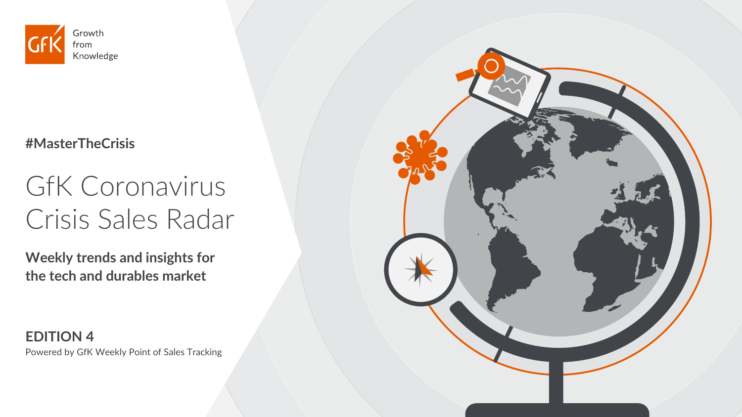GfK Growth from Knowledge

**#MasterTheCrisis**

# GfK Coronavirus Crisis Sales Radar

**Weekly trends and insights for the tech and durables market**

**EDITION 4**

Powered by GfK Weekly Point of Sales Tracking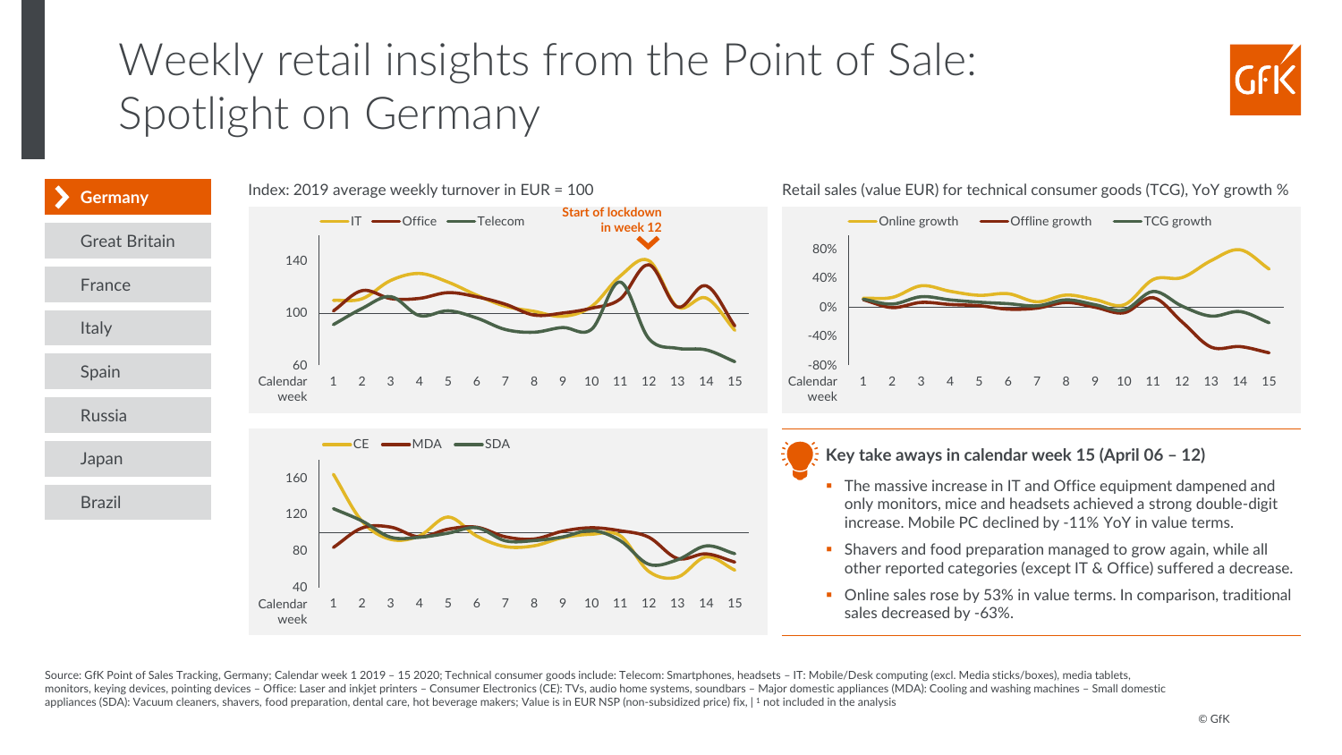# Weekly retail insights from the Point of Sale: Spotlight on Germany

- **Germany**
- Great Britain
- France
- Italy
- Spain
- Russia
- Japan
- Brazil

Index: 2019 average weekly turnover in EUR = 100

IT — Office — Telecom

Start of lockdown in week 12

Calendar week: 1 2 3 4 5 6 7 8 9 10 11 12 13 14 15

CE — MDA — SDA

Calendar week: 1 2 3 4 5 6 7 8 9 10 11 12 13 14 15

Retail sales (value EUR) for technical consumer goods (TCG), YoY growth %

Online growth — Offline growth — TCG growth

Calendar week: 1 2 3 4 5 6 7 8 9 10 11 12 13 14 15

### Key take aways in calendar week 15 (April 06 – 12)

- The massive increase in IT and Office equipment dampened and only monitors, mice and headsets achieved a strong double-digit increase. Mobile PC declined by -11% YoY in value terms.
- Shavers and food preparation managed to grow again, while all other reported categories (except IT & Office) suffered a decrease.
- Online sales rose by 53% in value terms. In comparison, traditional sales decreased by -63%.

Source: GfK Point of Sales Tracking, Germany; Calendar week 1 2019 – 15 2020; Technical consumer goods include: Telecom: Smartphones, headsets – IT: Mobile/Desk computing (excl. Media sticks/boxes), media tablets, monitors, keying devices, pointing devices – Office: Laser and inkjet printers – Consumer Electronics (CE): TVs, audio home systems, soundbars – Major domestic appliances (MDA): Cooling and washing machines – Small domestic appliances (SDA): Vacuum cleaners, shavers, food preparation, dental care, hot beverage makers; Value is in EUR NSP (non-subsidized price) fix, | [1] not included in the analysis

© GfK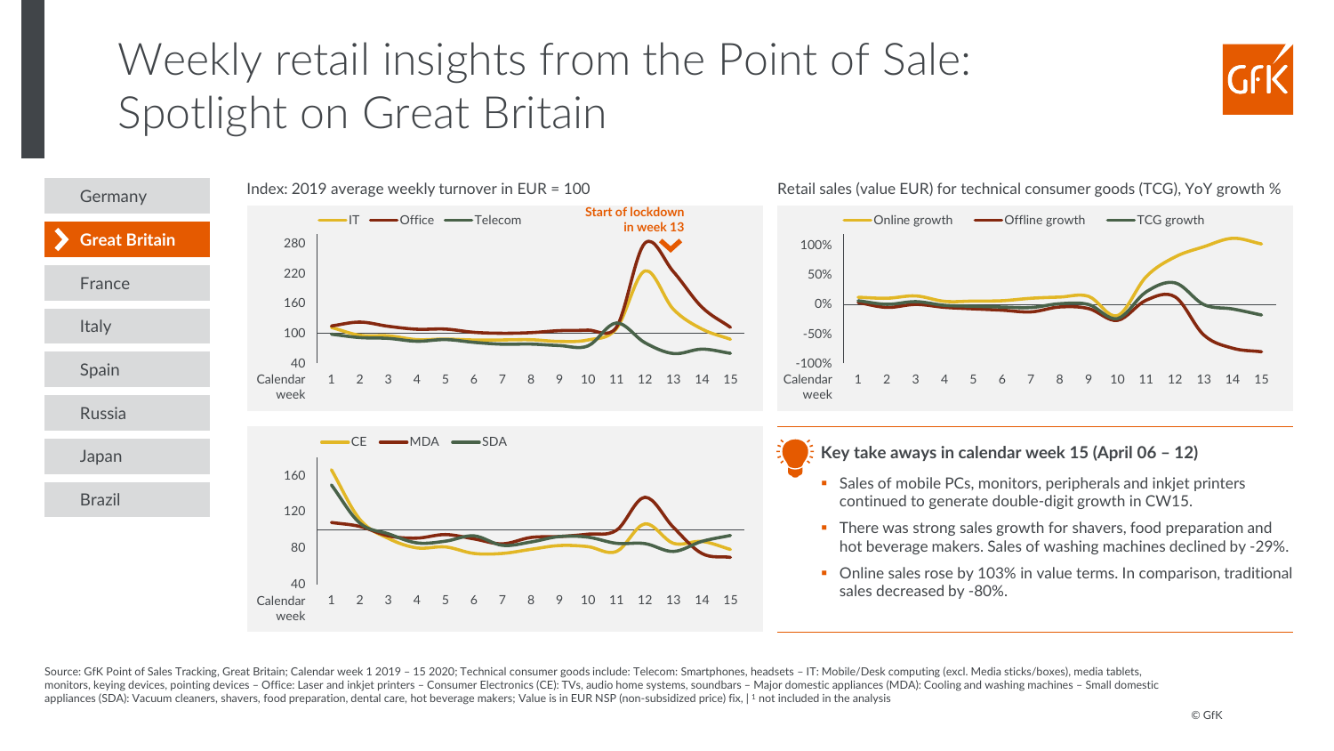# Weekly retail insights from the Point of Sale: Spotlight on Great Britain

- Germany
- **Great Britain**
- France
- Italy
- Spain
- Russia
- Japan
- Brazil

Index: 2019 average weekly turnover in EUR = 100

IT — Office — Telecom

Start of lockdown in week 13

Calendar week: 1 2 3 4 5 6 7 8 9 10 11 12 13 14 15

CE — MDA — SDA

Retail sales (value EUR) for technical consumer goods (TCG), YoY growth %

Online growth — Offline growth — TCG growth

## Key take aways in calendar week 15 (April 06 – 12)

- Sales of mobile PCs, monitors, peripherals and inkjet printers continued to generate double-digit growth in CW15.
- There was strong sales growth for shavers, food preparation and hot beverage makers. Sales of washing machines declined by -29%.
- Online sales rose by 103% in value terms. In comparison, traditional sales decreased by -80%.

Source: GfK Point of Sales Tracking, Great Britain; Calendar week 1 2019 – 15 2020; Technical consumer goods include: Telecom: Smartphones, headsets – IT: Mobile/Desk computing (excl. Media sticks/boxes), media tablets, monitors, keying devices, pointing devices – Office: Laser and inkjet printers – Consumer Electronics (CE): TVs, audio home systems, soundbars – Major domestic appliances (MDA): Cooling and washing machines – Small domestic appliances (SDA): Vacuum cleaners, shavers, food preparation, dental care, hot beverage makers; Value is in EUR NSP (non-subsidized price) fix, | [1] not included in the analysis

© GfK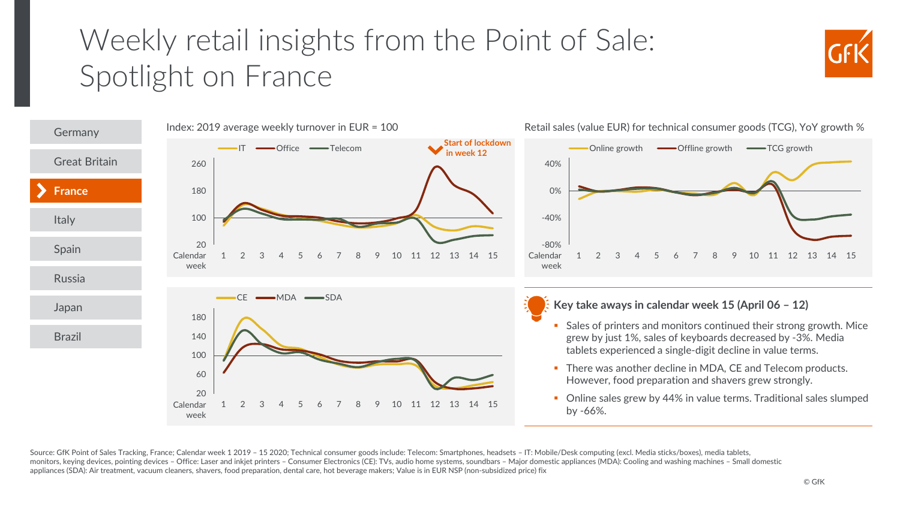# Weekly retail insights from the Point of Sale: Spotlight on France

- Germany
- Great Britain
- **France**
- Italy
- Spain
- Russia
- Japan
- Brazil

Index: 2019 average weekly turnover in EUR = 100

IT — Office — Telecom

Start of lockdown in week 12

260
180
100
20

Calendar week: 1 2 3 4 5 6 7 8 9 10 11 12 13 14 15

CE — MDA — SDA

180
140
100
60
20

Calendar week: 1 2 3 4 5 6 7 8 9 10 11 12 13 14 15

Retail sales (value EUR) for technical consumer goods (TCG), YoY growth %

Online growth — Offline growth — TCG growth

40%
0%
-40%
-80%

Calendar week: 1 2 3 4 5 6 7 8 9 10 11 12 13 14 15

**Key take aways in calendar week 15 (April 06 – 12)**

- Sales of printers and monitors continued their strong growth. Mice grew by just 1%, sales of keyboards decreased by -3%. Media tablets experienced a single-digit decline in value terms.
- There was another decline in MDA, CE and Telecom products. However, food preparation and shavers grew strongly.
- Online sales grew by 44% in value terms. Traditional sales slumped by -66%.

Source: GfK Point of Sales Tracking, France; Calendar week 1 2019 – 15 2020; Technical consumer goods include: Telecom: Smartphones, headsets – IT: Mobile/Desk computing (excl. Media sticks/boxes), media tablets, monitors, keying devices, pointing devices – Office: Laser and inkjet printers – Consumer Electronics (CE): TVs, audio home systems, soundbars – Major domestic appliances (MDA): Cooling and washing machines – Small domestic appliances (SDA): Air treatment, vacuum cleaners, shavers, food preparation, dental care, hot beverage makers; Value is in EUR NSP (non-subsidized price) fix

© GfK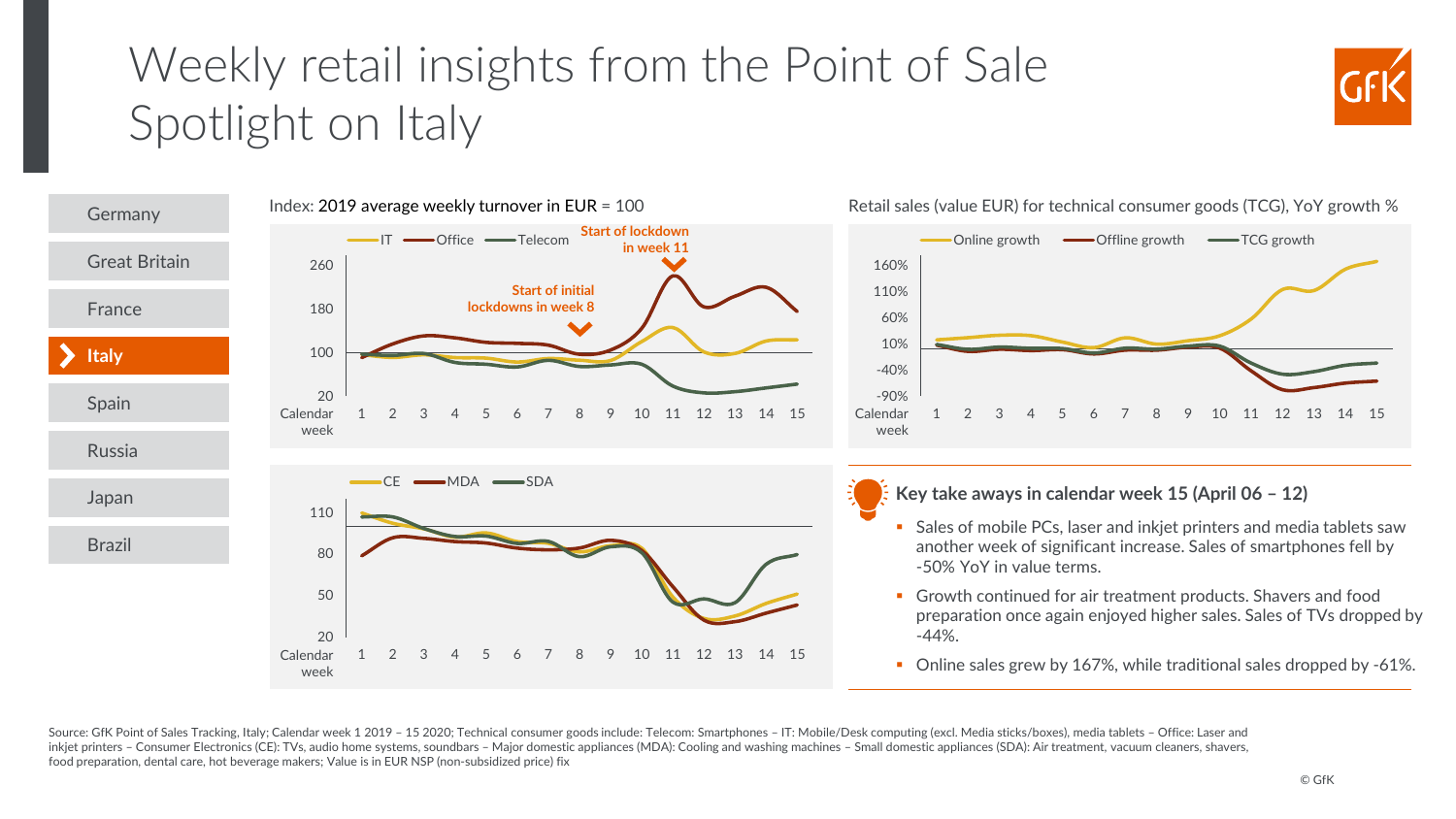# Weekly retail insights from the Point of Sale
## Spotlight on Italy

- Germany
- Great Britain
- France
- **Italy**
- Spain
- Russia
- Japan
- Brazil

Index: 2019 average weekly turnover in EUR = 100

IT — Office — Telecom

Start of lockdown in week 11

Start of initial lockdowns in week 8

260, 180, 100, 20

Calendar week: 1 2 3 4 5 6 7 8 9 10 11 12 13 14 15

CE — MDA — SDA

110, 80, 50, 20

Calendar week: 1 2 3 4 5 6 7 8 9 10 11 12 13 14 15

Retail sales (value EUR) for technical consumer goods (TCG), YoY growth %

Online growth — Offline growth — TCG growth

160%, 110%, 60%, 10%, -40%, -90%

Calendar week: 1 2 3 4 5 6 7 8 9 10 11 12 13 14 15

### Key take aways in calendar week 15 (April 06 – 12)

- Sales of mobile PCs, laser and inkjet printers and media tablets saw another week of significant increase. Sales of smartphones fell by -50% YoY in value terms.
- Growth continued for air treatment products. Shavers and food preparation once again enjoyed higher sales. Sales of TVs dropped by -44%.
- Online sales grew by 167%, while traditional sales dropped by -61%.

Source: GfK Point of Sales Tracking, Italy; Calendar week 1 2019 – 15 2020; Technical consumer goods include: Telecom: Smartphones – IT: Mobile/Desk computing (excl. Media sticks/boxes), media tablets – Office: Laser and inkjet printers – Consumer Electronics (CE): TVs, audio home systems, soundbars – Major domestic appliances (MDA): Cooling and washing machines – Small domestic appliances (SDA): Air treatment, vacuum cleaners, shavers, food preparation, dental care, hot beverage makers; Value is in EUR NSP (non-subsidized price) fix

© GfK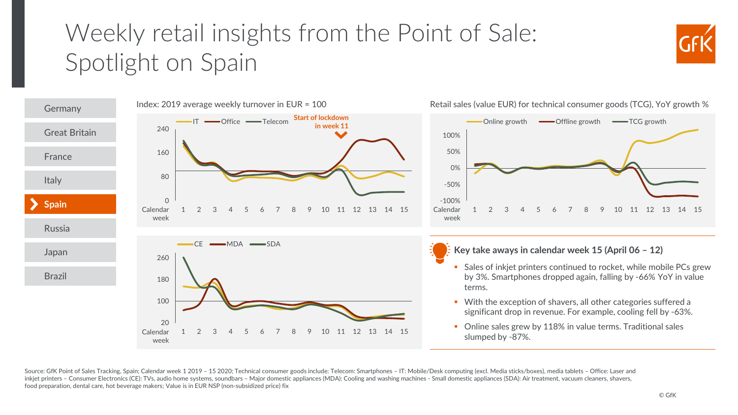# Weekly retail insights from the Point of Sale: Spotlight on Spain

- Germany
- Great Britain
- France
- Italy
- **Spain**
- Russia
- Japan
- Brazil

Index: 2019 average weekly turnover in EUR = 100

IT — Office — Telecom

Start of lockdown in week 11

CE — MDA — SDA

Retail sales (value EUR) for technical consumer goods (TCG), YoY growth %

Online growth — Offline growth — TCG growth

### Key take aways in calendar week 15 (April 06 – 12)

- Sales of inkjet printers continued to rocket, while mobile PCs grew by 3%. Smartphones dropped again, falling by -66% YoY in value terms.
- With the exception of shavers, all other categories suffered a significant drop in revenue. For example, cooling fell by -63%.
- Online sales grew by 118% in value terms. Traditional sales slumped by -87%.

Source: GfK Point of Sales Tracking, Spain; Calendar week 1 2019 – 15 2020; Technical consumer goods include: Telecom: Smartphones – IT: Mobile/Desk computing (excl. Media sticks/boxes), media tablets – Office: Laser and inkjet printers – Consumer Electronics (CE): TVs, audio home systems, soundbars – Major domestic appliances (MDA): Cooling and washing machines - Small domestic appliances (SDA): Air treatment, vacuum cleaners, shavers, food preparation, dental care, hot beverage makers; Value is in EUR NSP (non-subsidized price) fix

© GfK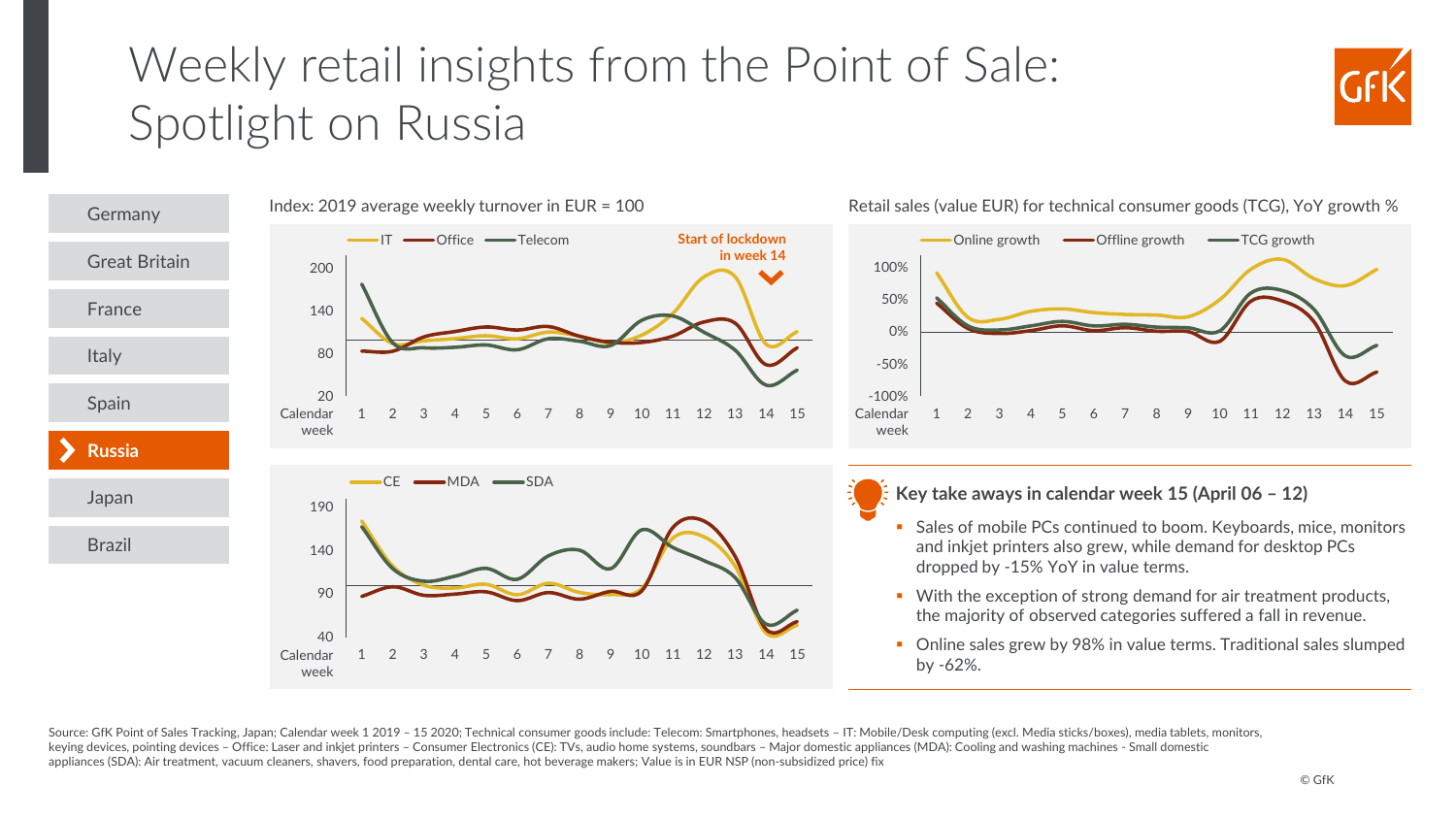# Weekly retail insights from the Point of Sale: Spotlight on Russia

- Germany
- Great Britain
- France
- Italy
- Spain
- **Russia**
- Japan
- Brazil

Index: 2019 average weekly turnover in EUR = 100

IT — Office — Telecom

Start of lockdown in week 14

200, 140, 80, 20

Calendar week 1 2 3 4 5 6 7 8 9 10 11 12 13 14 15

CE — MDA — SDA

190, 140, 90, 40

Calendar week 1 2 3 4 5 6 7 8 9 10 11 12 13 14 15

Retail sales (value EUR) for technical consumer goods (TCG), YoY growth %

Online growth — Offline growth — TCG growth

100%, 50%, 0%, -50%, -100%

Calendar week 1 2 3 4 5 6 7 8 9 10 11 12 13 14 15

### Key take aways in calendar week 15 (April 06 – 12)

- Sales of mobile PCs continued to boom. Keyboards, mice, monitors and inkjet printers also grew, while demand for desktop PCs dropped by -15% YoY in value terms.
- With the exception of strong demand for air treatment products, the majority of observed categories suffered a fall in revenue.
- Online sales grew by 98% in value terms. Traditional sales slumped by -62%.

Source: GfK Point of Sales Tracking, Japan; Calendar week 1 2019 – 15 2020; Technical consumer goods include: Telecom: Smartphones, headsets – IT: Mobile/Desk computing (excl. Media sticks/boxes), media tablets, monitors, keying devices, pointing devices – Office: Laser and inkjet printers – Consumer Electronics (CE): TVs, audio home systems, soundbars – Major domestic appliances (MDA): Cooling and washing machines - Small domestic appliances (SDA): Air treatment, vacuum cleaners, shavers, food preparation, dental care, hot beverage makers; Value is in EUR NSP (non-subsidized price) fix

© GfK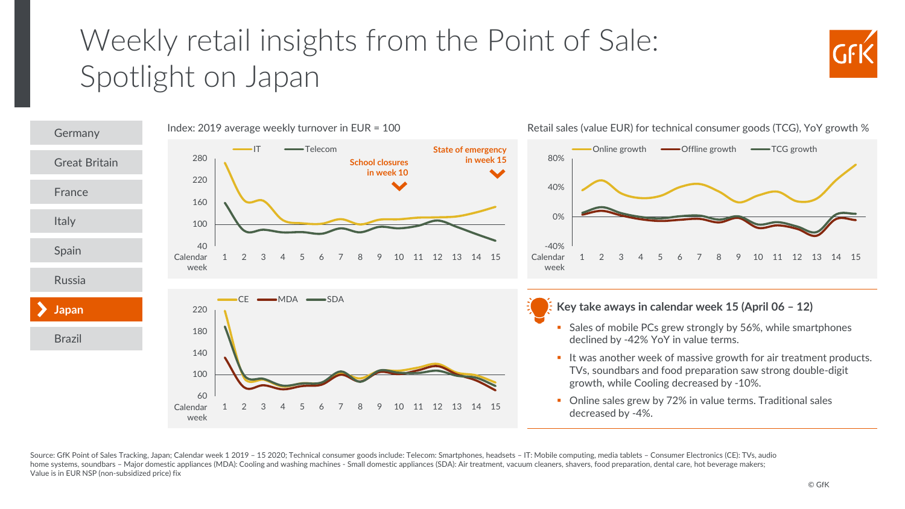# Weekly retail insights from the Point of Sale: Spotlight on Japan

- Germany
- Great Britain
- France
- Italy
- Spain
- Russia
- **Japan**
- Brazil

Index: 2019 average weekly turnover in EUR = 100

IT — Telecom

School closures in week 10

State of emergency in week 15

CE — MDA — SDA

Retail sales (value EUR) for technical consumer goods (TCG), YoY growth %

Online growth — Offline growth — TCG growth

### Key take aways in calendar week 15 (April 06 – 12)

- Sales of mobile PCs grew strongly by 56%, while smartphones declined by -42% YoY in value terms.
- It was another week of massive growth for air treatment products. TVs, soundbars and food preparation saw strong double-digit growth, while Cooling decreased by -10%.
- Online sales grew by 72% in value terms. Traditional sales decreased by -4%.

Source: GfK Point of Sales Tracking, Japan; Calendar week 1 2019 – 15 2020; Technical consumer goods include: Telecom: Smartphones, headsets – IT: Mobile computing, media tablets – Consumer Electronics (CE): TVs, audio home systems, soundbars – Major domestic appliances (MDA): Cooling and washing machines - Small domestic appliances (SDA): Air treatment, vacuum cleaners, shavers, food preparation, dental care, hot beverage makers; Value is in EUR NSP (non-subsidized price) fix

© GfK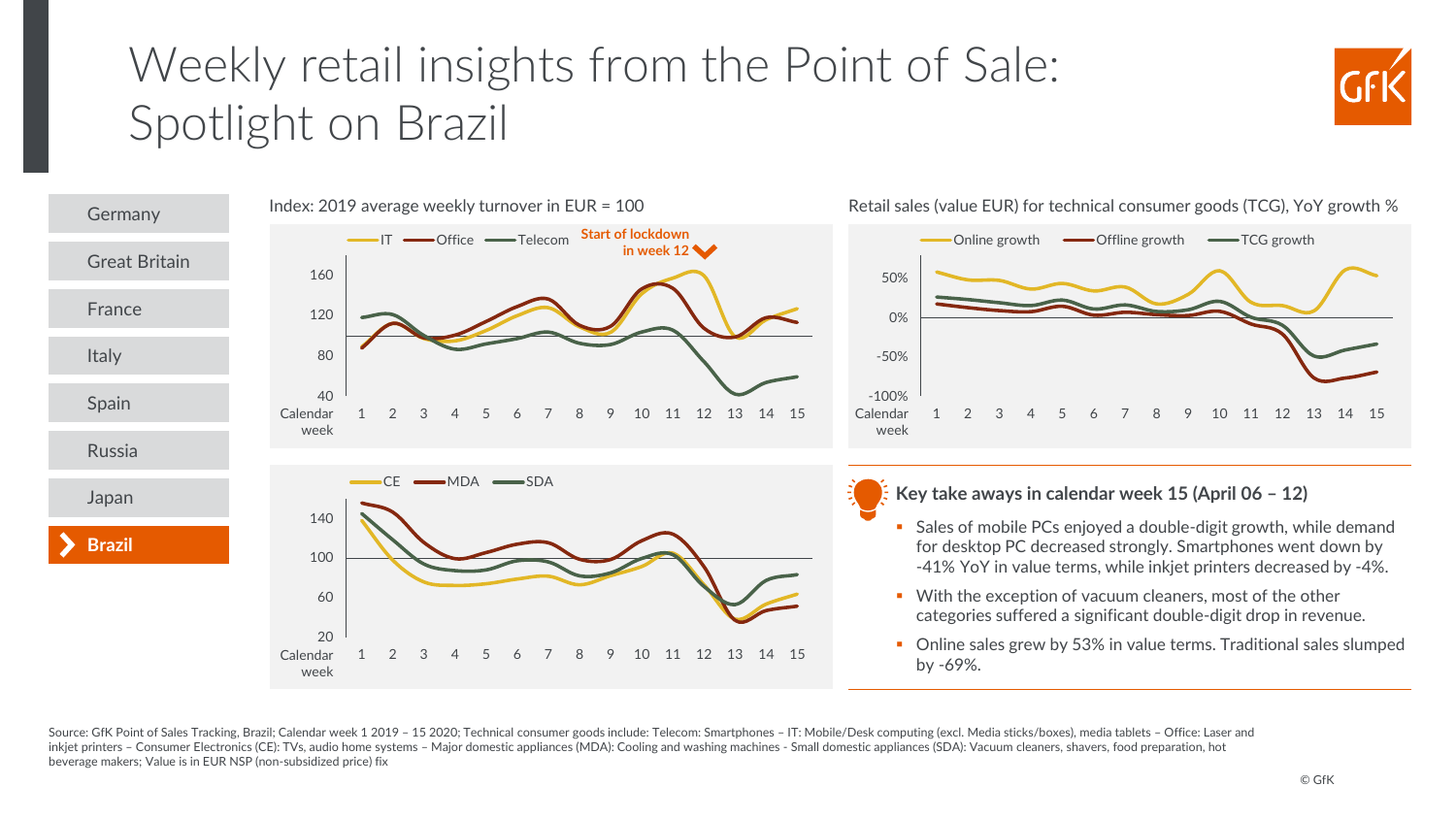# Weekly retail insights from the Point of Sale: Spotlight on Brazil

- Germany
- Great Britain
- France
- Italy
- Spain
- Russia
- Japan
- **Brazil**

Index: 2019 average weekly turnover in EUR = 100

IT — Office — Telecom — Start of lockdown in week 12

Calendar week: 1 2 3 4 5 6 7 8 9 10 11 12 13 14 15

CE — MDA — SDA

Calendar week: 1 2 3 4 5 6 7 8 9 10 11 12 13 14 15

Retail sales (value EUR) for technical consumer goods (TCG), YoY growth %

Online growth — Offline growth — TCG growth

Calendar week: 1 2 3 4 5 6 7 8 9 10 11 12 13 14 15

## Key take aways in calendar week 15 (April 06 – 12)

- Sales of mobile PCs enjoyed a double-digit growth, while demand for desktop PC decreased strongly. Smartphones went down by -41% YoY in value terms, while inkjet printers decreased by -4%.
- With the exception of vacuum cleaners, most of the other categories suffered a significant double-digit drop in revenue.
- Online sales grew by 53% in value terms. Traditional sales slumped by -69%.

Source: GfK Point of Sales Tracking, Brazil; Calendar week 1 2019 – 15 2020; Technical consumer goods include: Telecom: Smartphones – IT: Mobile/Desk computing (excl. Media sticks/boxes), media tablets – Office: Laser and inkjet printers – Consumer Electronics (CE): TVs, audio home systems – Major domestic appliances (MDA): Cooling and washing machines - Small domestic appliances (SDA): Vacuum cleaners, shavers, food preparation, hot beverage makers; Value is in EUR NSP (non-subsidized price) fix

© GfK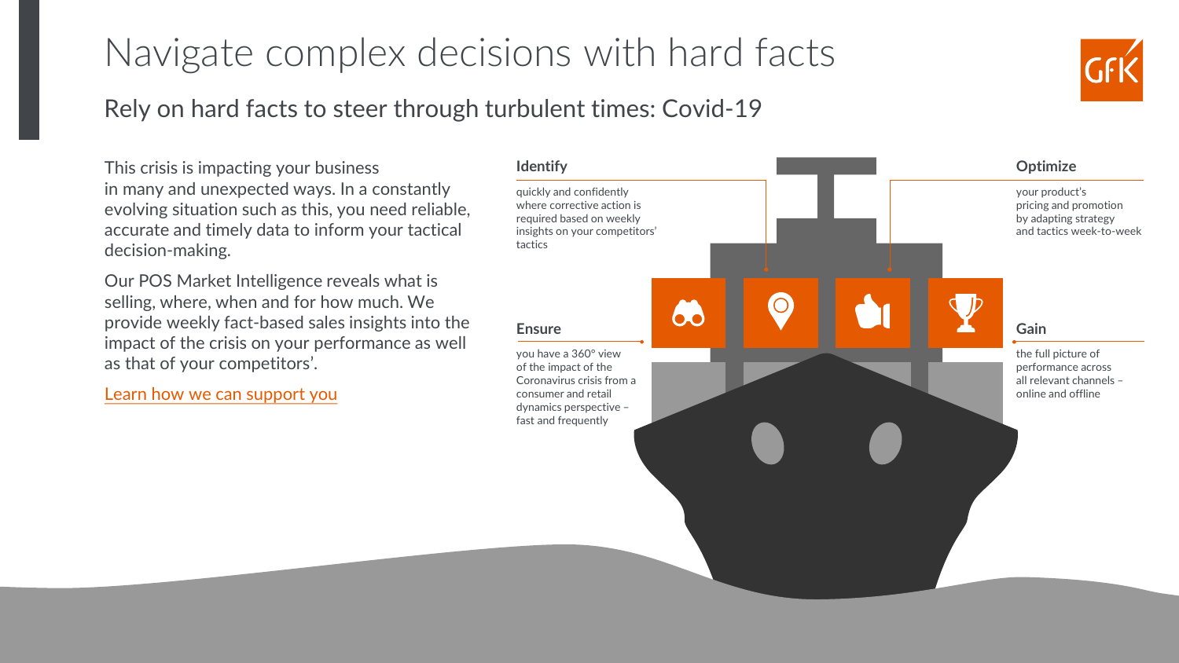# Navigate complex decisions with hard facts

## Rely on hard facts to steer through turbulent times: Covid-19

This crisis is impacting your business in many and unexpected ways. In a constantly evolving situation such as this, you need reliable, accurate and timely data to inform your tactical decision-making.

Our POS Market Intelligence reveals what is selling, where, when and for how much. We provide weekly fact-based sales insights into the impact of the crisis on your performance as well as that of your competitors'.

Learn how we can support you

**Identify**

quickly and confidently where corrective action is required based on weekly insights on your competitors' tactics

**Optimize**

your product's pricing and promotion by adapting strategy and tactics week-to-week

**Ensure**

you have a 360° view of the impact of the Coronavirus crisis from a consumer and retail dynamics perspective – fast and frequently

**Gain**

the full picture of performance across all relevant channels – online and offline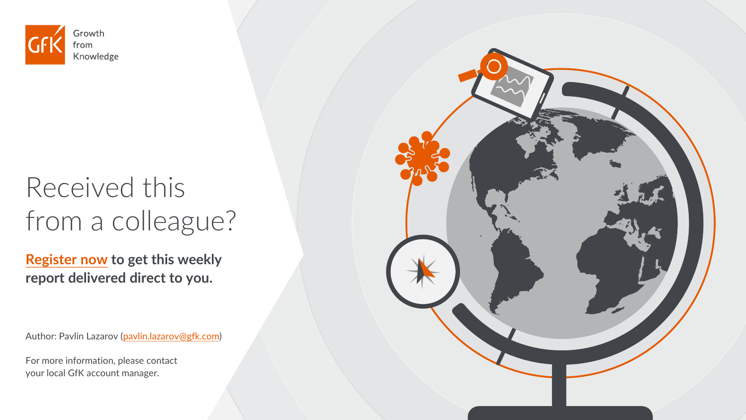GfK Growth from Knowledge

# Received this from a colleague?

**Register now to get this weekly report delivered direct to you.**

Author: Pavlin Lazarov (pavlin.lazarov@gfk.com)

For more information, please contact your local GfK account manager.